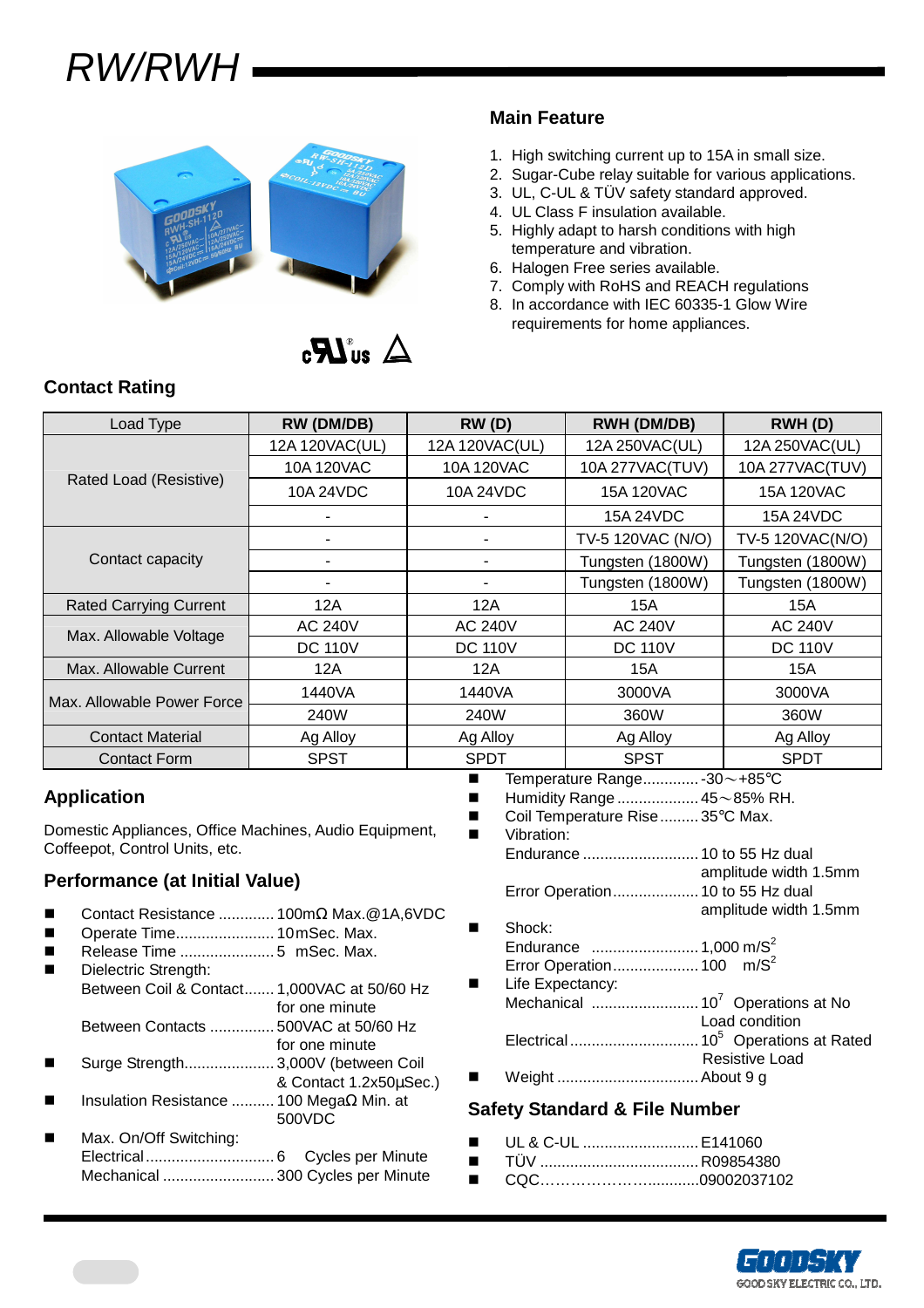# RW/RWH

## Main Feature

1. High switching current up to 15A in small size.
2. Sugar-Cube relay suitable for various applications.
3. UL, C-UL & TÜV safety standard approved.
4. UL Class F insulation available.
5. Highly adapt to harsh conditions with high temperature and vibration.
6. Halogen Free series available.
7. Comply with RoHS and REACH regulations
8. In accordance with IEC 60335-1 Glow Wire requirements for home appliances.

## Contact Rating

| Load Type | RW (DM/DB) | RW (D) | RWH (DM/DB) | RWH (D) |
|---|---|---|---|---|
| Rated Load (Resistive) | 12A 120VAC(UL) | 12A 120VAC(UL) | 12A 250VAC(UL) | 12A 250VAC(UL) |
| | 10A 120VAC | 10A 120VAC | 10A 277VAC(TUV) | 10A 277VAC(TUV) |
| | 10A 24VDC | 10A 24VDC | 15A 120VAC | 15A 120VAC |
| | - | - | 15A 24VDC | 15A 24VDC |
| Contact capacity | - | - | TV-5 120VAC (N/O) | TV-5 120VAC(N/O) |
| | - | - | Tungsten (1800W) | Tungsten (1800W) |
| | - | - | Tungsten (1800W) | Tungsten (1800W) |
| Rated Carrying Current | 12A | 12A | 15A | 15A |
| Max. Allowable Voltage | AC 240V | AC 240V | AC 240V | AC 240V |
| | DC 110V | DC 110V | DC 110V | DC 110V |
| Max. Allowable Current | 12A | 12A | 15A | 15A |
| Max. Allowable Power Force | 1440VA | 1440VA | 3000VA | 3000VA |
| | 240W | 240W | 360W | 360W |
| Contact Material | Ag Alloy | Ag Alloy | Ag Alloy | Ag Alloy |
| Contact Form | SPST | SPDT | SPST | SPDT |

## Application

Domestic Appliances, Office Machines, Audio Equipment, Coffeepot, Control Units, etc.

## Performance (at Initial Value)

- Contact Resistance ............. 100mΩ Max.@1A,6VDC
- Operate Time....................... 10mSec. Max.
- Release Time ...................... 5 mSec. Max.
- Dielectric Strength:
  - Between Coil & Contact....... 1,000VAC at 50/60 Hz for one minute
  - Between Contacts ............... 500VAC at 50/60 Hz for one minute
- Surge Strength..................... 3,000V (between Coil & Contact 1.2x50µSec.)
- Insulation Resistance .......... 100 MegaΩ Min. at 500VDC
- Max. On/Off Switching:
  - Electrical.............................. 6 Cycles per Minute
  - Mechanical .......................... 300 Cycles per Minute

- Temperature Range............. -30～+85℃
- Humidity Range ................... 45～85% RH.
- Coil Temperature Rise......... 35℃ Max.
- Vibration:
  - Endurance ........................... 10 to 55 Hz dual amplitude width 1.5mm
  - Error Operation.................... 10 to 55 Hz dual amplitude width 1.5mm
- Shock:
  - Endurance ......................... 1,000 $m/S^2$
  - Error Operation.................... 100 $m/S^2$
- Life Expectancy:
  - Mechanical ......................... $10^7$ Operations at No Load condition
  - Electrical.............................. $10^5$ Operations at Rated Resistive Load
- Weight ................................. About 9 g

## Safety Standard & File Number

- UL & C-UL ........................... E141060
- TÜV ..................................... R09854380
- CQC………………….............09002037102

GOODSKY
GOOD SKY ELECTRIC CO., LTD.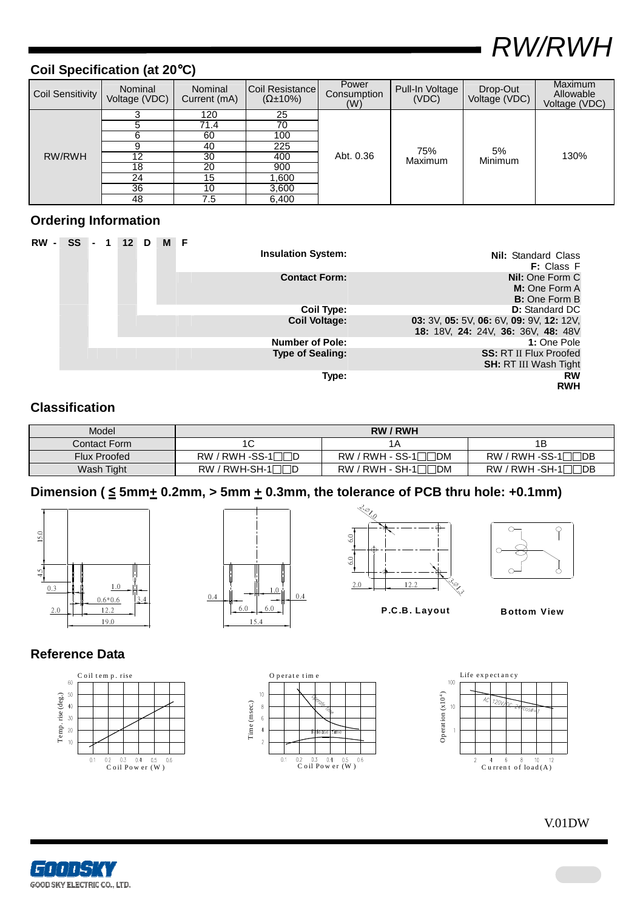# RW/RWH

## Coil Specification (at 20°C)

| Coil Sensitivity | Nominal Voltage (VDC) | Nominal Current (mA) | Coil Resistance (Ω±10%) | Power Consumption (W) | Pull-In Voltage (VDC) | Drop-Out Voltage (VDC) | Maximum Allowable Voltage (VDC) |
|---|---|---|---|---|---|---|---|
| RW/RWH | 3 | 120 | 25 | Abt. 0.36 | 75% Maximum | 5% Minimum | 130% |
| | 5 | 71.4 | 70 | | | | |
| | 6 | 60 | 100 | | | | |
| | 9 | 40 | 225 | | | | |
| | 12 | 30 | 400 | | | | |
| | 18 | 20 | 900 | | | | |
| | 24 | 15 | 1,600 | | | | |
| | 36 | 10 | 3,600 | | | | |
| | 48 | 7.5 | 6,400 | | | | |

## Ordering Information

RW - SS - 1 12 D M F

| | |
|---|---|
| **Insulation System:** | **Nil:** Standard Class<br>**F:** Class F |
| **Contact Form:** | **Nil:** One Form C<br>**M:** One Form A<br>**B:** One Form B |
| **Coil Type:** | **D:** Standard DC |
| **Coil Voltage:** | **03:** 3V, **05:** 5V, **06:** 6V, **09:** 9V, **12:** 12V, **18:** 18V, **24:** 24V, **36:** 36V, **48:** 48V |
| **Number of Pole:** | **1:** One Pole |
| **Type of Sealing:** | **SS:** RT II Flux Proofed<br>**SH:** RT III Wash Tight |
| **Type:** | **RW**<br>**RWH** |

## Classification

| Model | RW / RWH | | |
|---|---|---|---|
| Contact Form | 1C | 1A | 1B |
| Flux Proofed | RW / RWH -SS-1□□D | RW / RWH - SS-1□□DM | RW / RWH -SS-1□□DB |
| Wash Tight | RW / RWH-SH-1□□D | RW / RWH - SH-1□□DM | RW / RWH -SH-1□□DB |

## Dimension ( ≦ 5mm± 0.2mm, > 5mm ± 0.3mm, the tolerance of PCB thru hole: +0.1mm)

15.0
4.5
0.3
1.0
0.6*0.6
3.4
2.0
12.2
19.0

0.4
1.0
0.4
6.0
6.0
15.4

2-Ø1.0
6.0
6.0
2.0
12.2
3-Ø1.3

P.C.B. Layout

Bottom View

## Reference Data

Coil temp. rise
Temp. rise (deg.)
60
50
40
30
20
10
0.1 0.2 0.3 0.4 0.5 0.6
Coil Power (W)

Operate time
Time (msec.)
10
8
6
4
2
Operate time
Release time
0.1 0.2 0.3 0.4 0.5 0.6
Coil Power (W)

Life expectancy
Operation ($x10^4$)
100
10
1
AC 120V/DC 24V cosφ=1
2 4 6 8 10 12
Current of load(A)

V.01DW